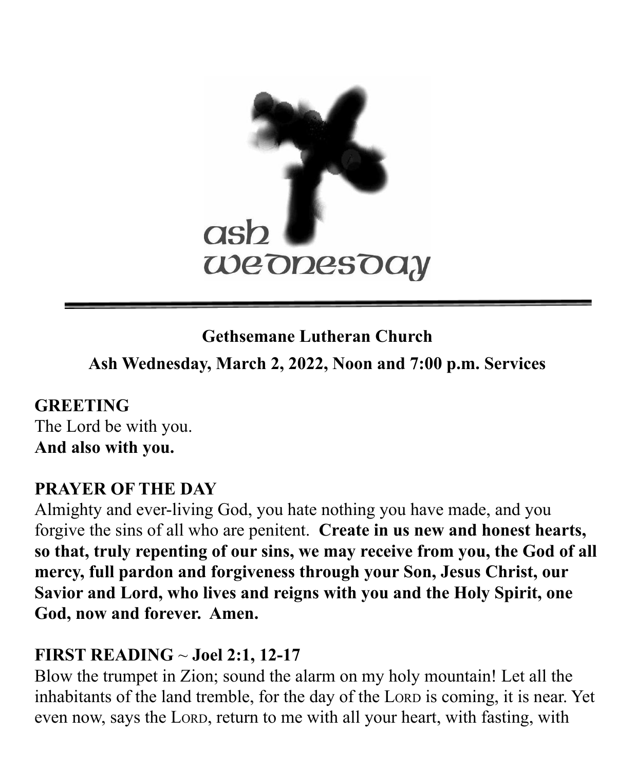ash wednesday

---

**Gethsemane Lutheran Church**

**Ash Wednesday, March 2, 2022, Noon and 7:00 p.m. Services**

**GREETING**

The Lord be with you.
**And also with you.**

**PRAYER OF THE DAY**

Almighty and ever-living God, you hate nothing you have made, and you forgive the sins of all who are penitent. **Create in us new and honest hearts, so that, truly repenting of our sins, we may receive from you, the God of all mercy, full pardon and forgiveness through your Son, Jesus Christ, our Savior and Lord, who lives and reigns with you and the Holy Spirit, one God, now and forever. Amen.**

**FIRST READING ~ Joel 2:1, 12-17**

Blow the trumpet in Zion; sound the alarm on my holy mountain! Let all the inhabitants of the land tremble, for the day of the Lord is coming, it is near. Yet even now, says the Lord, return to me with all your heart, with fasting, with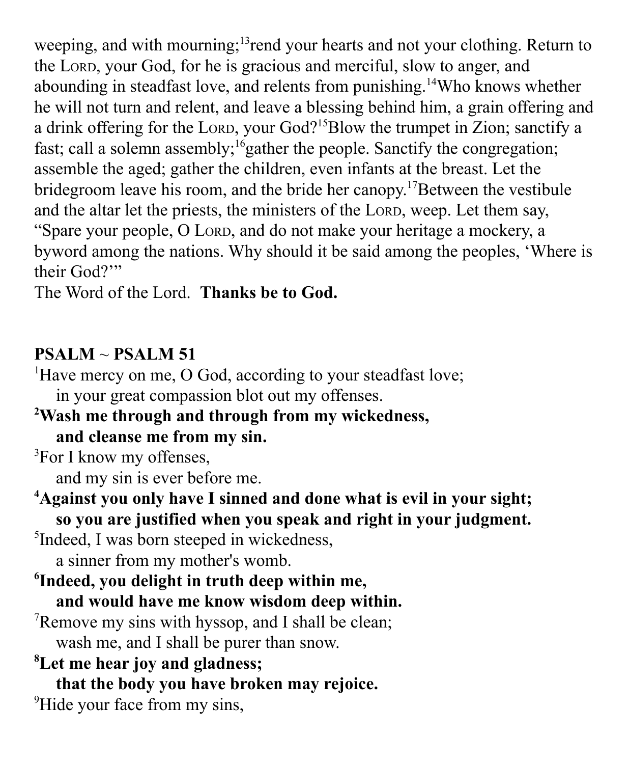weeping, and with mourning;[13]rend your hearts and not your clothing. Return to the LORD, your God, for he is gracious and merciful, slow to anger, and abounding in steadfast love, and relents from punishing.[14]Who knows whether he will not turn and relent, and leave a blessing behind him, a grain offering and a drink offering for the LORD, your God?[15]Blow the trumpet in Zion; sanctify a fast; call a solemn assembly;[16]gather the people. Sanctify the congregation; assemble the aged; gather the children, even infants at the breast. Let the bridegroom leave his room, and the bride her canopy.[17]Between the vestibule and the altar let the priests, the ministers of the LORD, weep. Let them say, "Spare your people, O LORD, and do not make your heritage a mockery, a byword among the nations. Why should it be said among the peoples, 'Where is their God?'"

The Word of the Lord. **Thanks be to God.**

## PSALM ~ PSALM 51

[1]Have mercy on me, O God, according to your steadfast love;
  in your great compassion blot out my offenses.

**[2]Wash me through and through from my wickedness,**
  **and cleanse me from my sin.**

[3]For I know my offenses,
  and my sin is ever before me.

**[4]Against you only have I sinned and done what is evil in your sight;**
  **so you are justified when you speak and right in your judgment.**

[5]Indeed, I was born steeped in wickedness,
  a sinner from my mother's womb.

**[6]Indeed, you delight in truth deep within me,**
  **and would have me know wisdom deep within.**

[7]Remove my sins with hyssop, and I shall be clean;
  wash me, and I shall be purer than snow.

**[8]Let me hear joy and gladness;**
  **that the body you have broken may rejoice.**

[9]Hide your face from my sins,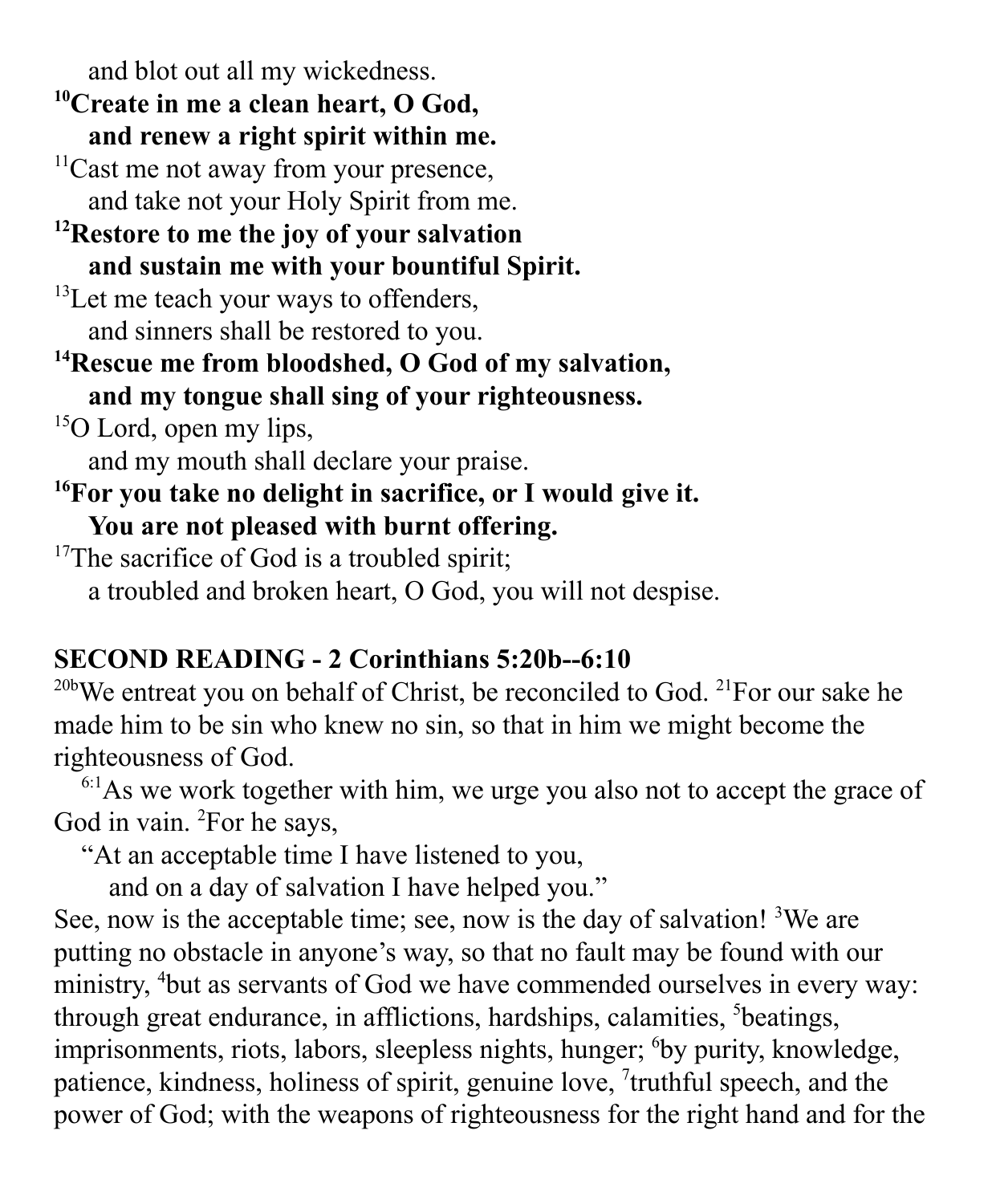and blot out all my wickedness.

**[10]Create in me a clean heart, O God,**
**and renew a right spirit within me.**

[11]Cast me not away from your presence,
and take not your Holy Spirit from me.

**[12]Restore to me the joy of your salvation**
**and sustain me with your bountiful Spirit.**

[13]Let me teach your ways to offenders,
and sinners shall be restored to you.

**[14]Rescue me from bloodshed, O God of my salvation,**
**and my tongue shall sing of your righteousness.**

[15]O Lord, open my lips,
and my mouth shall declare your praise.

**[16]For you take no delight in sacrifice, or I would give it.**
**You are not pleased with burnt offering.**

[17]The sacrifice of God is a troubled spirit;
a troubled and broken heart, O God, you will not despise.

## SECOND READING - 2 Corinthians 5:20b--6:10

[20b]We entreat you on behalf of Christ, be reconciled to God. [21]For our sake he made him to be sin who knew no sin, so that in him we might become the righteousness of God.

[6:1]As we work together with him, we urge you also not to accept the grace of God in vain. [2]For he says,

"At an acceptable time I have listened to you,
and on a day of salvation I have helped you."

See, now is the acceptable time; see, now is the day of salvation! [3]We are putting no obstacle in anyone's way, so that no fault may be found with our ministry, [4]but as servants of God we have commended ourselves in every way: through great endurance, in afflictions, hardships, calamities, [5]beatings, imprisonments, riots, labors, sleepless nights, hunger; [6]by purity, knowledge, patience, kindness, holiness of spirit, genuine love, [7]truthful speech, and the power of God; with the weapons of righteousness for the right hand and for the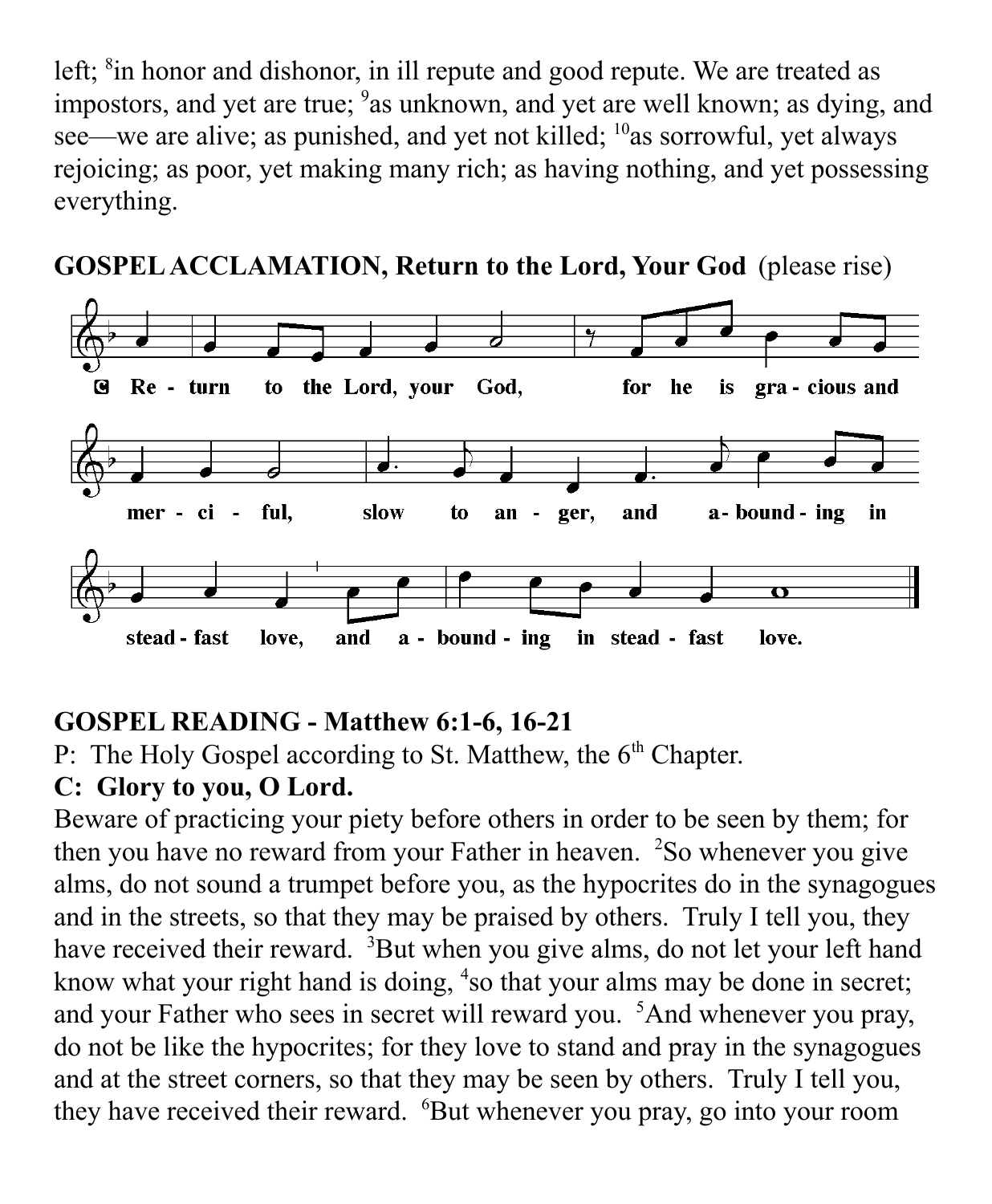left; [8]in honor and dishonor, in ill repute and good repute. We are treated as impostors, and yet are true; [9]as unknown, and yet are well known; as dying, and see—we are alive; as punished, and yet not killed; [10]as sorrowful, yet always rejoicing; as poor, yet making many rich; as having nothing, and yet possessing everything.

**GOSPEL ACCLAMATION, Return to the Lord, Your God** (please rise)

C Return to the Lord, your God, for he is gracious and merciful, slow to anger, and abounding in steadfast love, and abounding in steadfast love.

**GOSPEL READING - Matthew 6:1-6, 16-21**

P: The Holy Gospel according to St. Matthew, the 6th Chapter.

**C: Glory to you, O Lord.**

Beware of practicing your piety before others in order to be seen by them; for then you have no reward from your Father in heaven. [2]So whenever you give alms, do not sound a trumpet before you, as the hypocrites do in the synagogues and in the streets, so that they may be praised by others. Truly I tell you, they have received their reward. [3]But when you give alms, do not let your left hand know what your right hand is doing, [4]so that your alms may be done in secret; and your Father who sees in secret will reward you. [5]And whenever you pray, do not be like the hypocrites; for they love to stand and pray in the synagogues and at the street corners, so that they may be seen by others. Truly I tell you, they have received their reward. [6]But whenever you pray, go into your room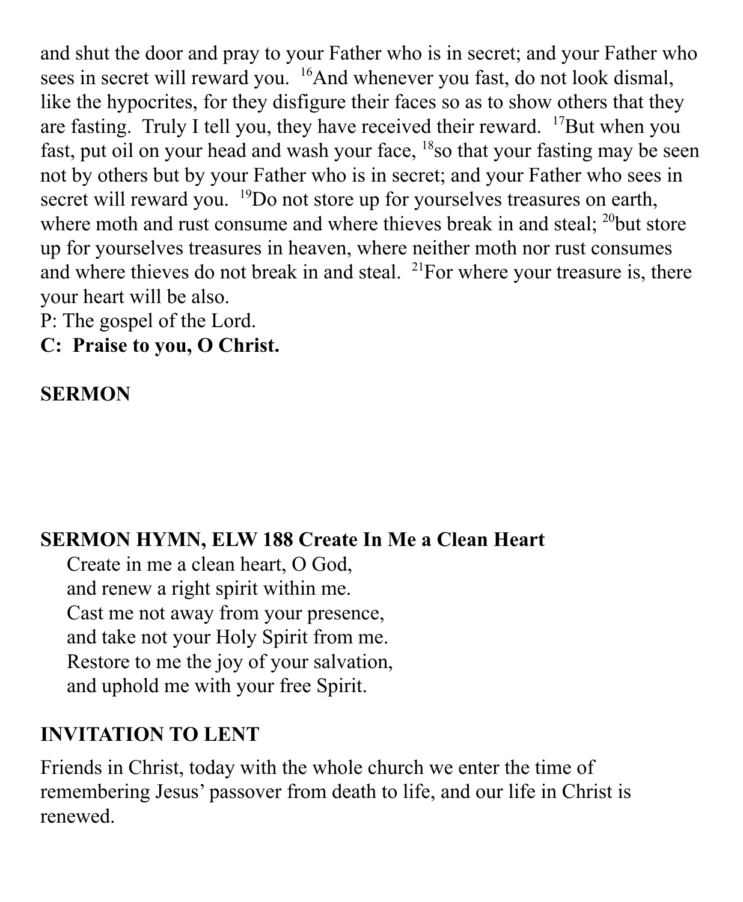and shut the door and pray to your Father who is in secret; and your Father who sees in secret will reward you. [16]And whenever you fast, do not look dismal, like the hypocrites, for they disfigure their faces so as to show others that they are fasting. Truly I tell you, they have received their reward. [17]But when you fast, put oil on your head and wash your face, [18]so that your fasting may be seen not by others but by your Father who is in secret; and your Father who sees in secret will reward you. [19]Do not store up for yourselves treasures on earth, where moth and rust consume and where thieves break in and steal; [20]but store up for yourselves treasures in heaven, where neither moth nor rust consumes and where thieves do not break in and steal. [21]For where your treasure is, there your heart will be also.
P: The gospel of the Lord.
**C: Praise to you, O Christ.**

**SERMON**

**SERMON HYMN, ELW 188 Create In Me a Clean Heart**

Create in me a clean heart, O God,
and renew a right spirit within me.
Cast me not away from your presence,
and take not your Holy Spirit from me.
Restore to me the joy of your salvation,
and uphold me with your free Spirit.

**INVITATION TO LENT**

Friends in Christ, today with the whole church we enter the time of remembering Jesus' passover from death to life, and our life in Christ is renewed.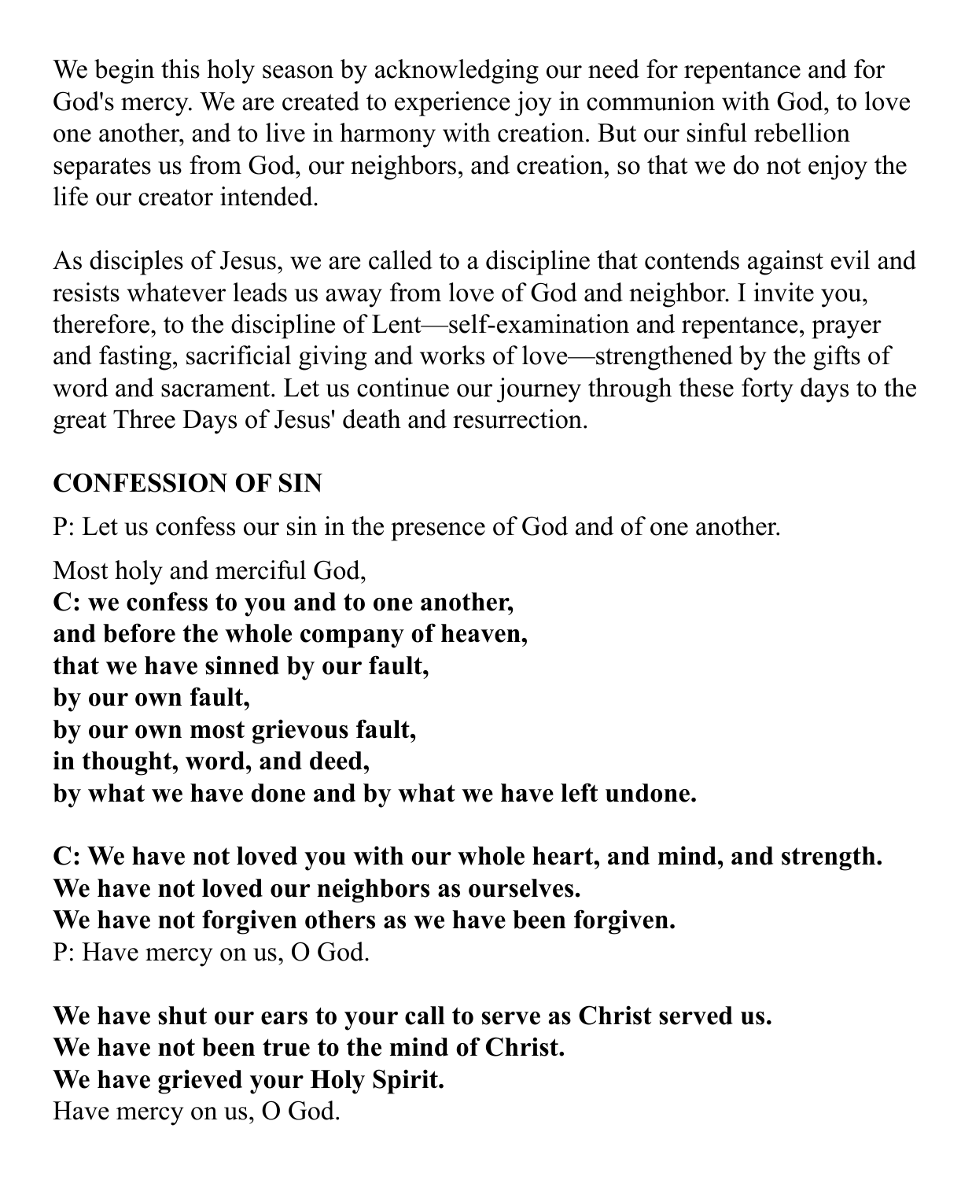We begin this holy season by acknowledging our need for repentance and for God's mercy. We are created to experience joy in communion with God, to love one another, and to live in harmony with creation. But our sinful rebellion separates us from God, our neighbors, and creation, so that we do not enjoy the life our creator intended.

As disciples of Jesus, we are called to a discipline that contends against evil and resists whatever leads us away from love of God and neighbor. I invite you, therefore, to the discipline of Lent—self-examination and repentance, prayer and fasting, sacrificial giving and works of love—strengthened by the gifts of word and sacrament. Let us continue our journey through these forty days to the great Three Days of Jesus' death and resurrection.

**CONFESSION OF SIN**

P: Let us confess our sin in the presence of God and of one another.

Most holy and merciful God,
**C: we confess to you and to one another,**
**and before the whole company of heaven,**
**that we have sinned by our fault,**
**by our own fault,**
**by our own most grievous fault,**
**in thought, word, and deed,**
**by what we have done and by what we have left undone.**

**C: We have not loved you with our whole heart, and mind, and strength.**
**We have not loved our neighbors as ourselves.**
**We have not forgiven others as we have been forgiven.**
P: Have mercy on us, O God.

**We have shut our ears to your call to serve as Christ served us.**
**We have not been true to the mind of Christ.**
**We have grieved your Holy Spirit.**
Have mercy on us, O God.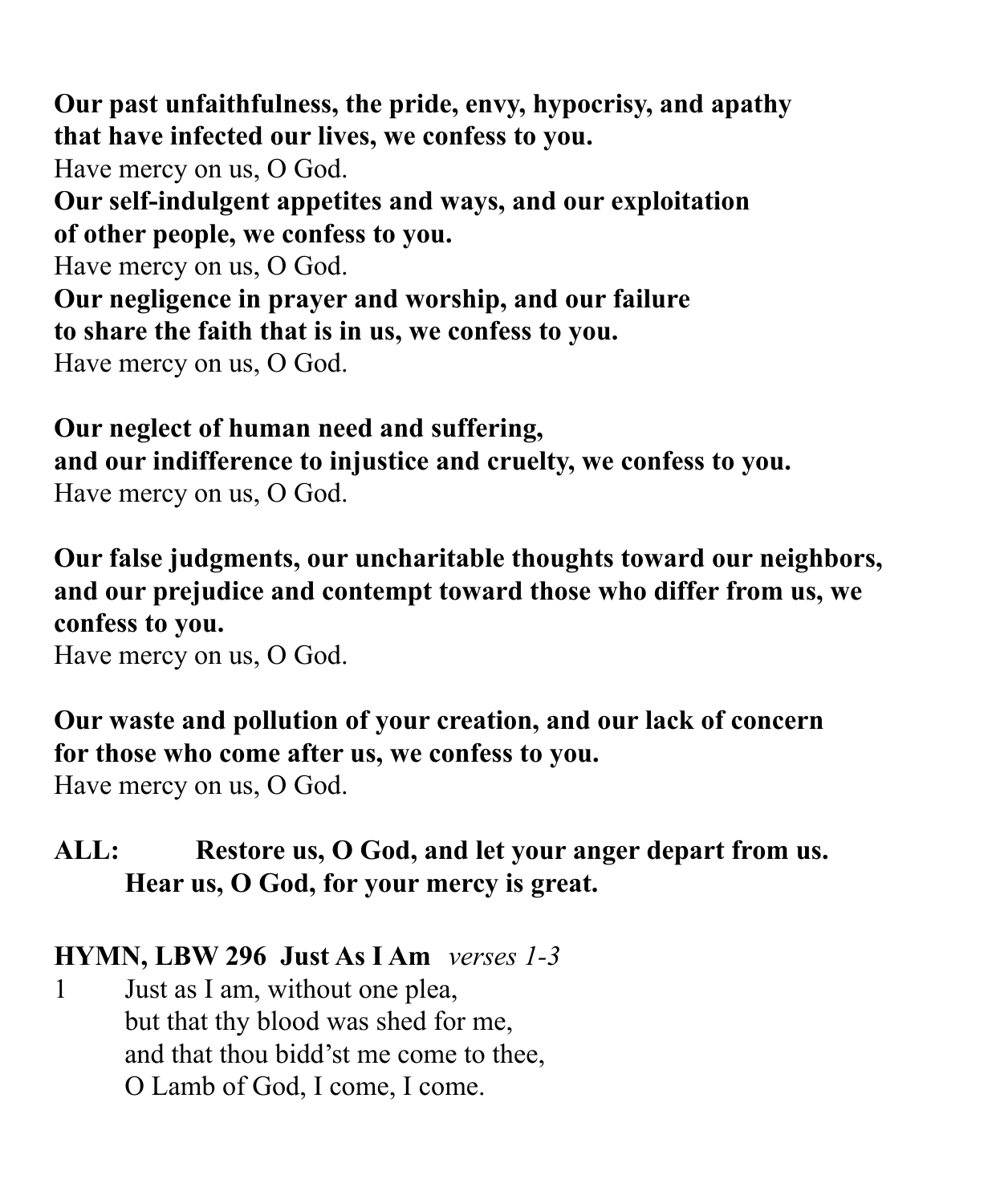**Our past unfaithfulness, the pride, envy, hypocrisy, and apathy**
**that have infected our lives, we confess to you.**
Have mercy on us, O God.
**Our self-indulgent appetites and ways, and our exploitation**
**of other people, we confess to you.**
Have mercy on us, O God.
**Our negligence in prayer and worship, and our failure**
**to share the faith that is in us, we confess to you.**
Have mercy on us, O God.

**Our neglect of human need and suffering,**
**and our indifference to injustice and cruelty, we confess to you.**
Have mercy on us, O God.

**Our false judgments, our uncharitable thoughts toward our neighbors, and our prejudice and contempt toward those who differ from us, we confess to you.**
Have mercy on us, O God.

**Our waste and pollution of your creation, and our lack of concern**
**for those who come after us, we confess to you.**
Have mercy on us, O God.

**ALL: Restore us, O God, and let your anger depart from us.**
**Hear us, O God, for your mercy is great.**

**HYMN, LBW 296 Just As I Am** *verses 1-3*

1 Just as I am, without one plea,
but that thy blood was shed for me,
and that thou bidd'st me come to thee,
O Lamb of God, I come, I come.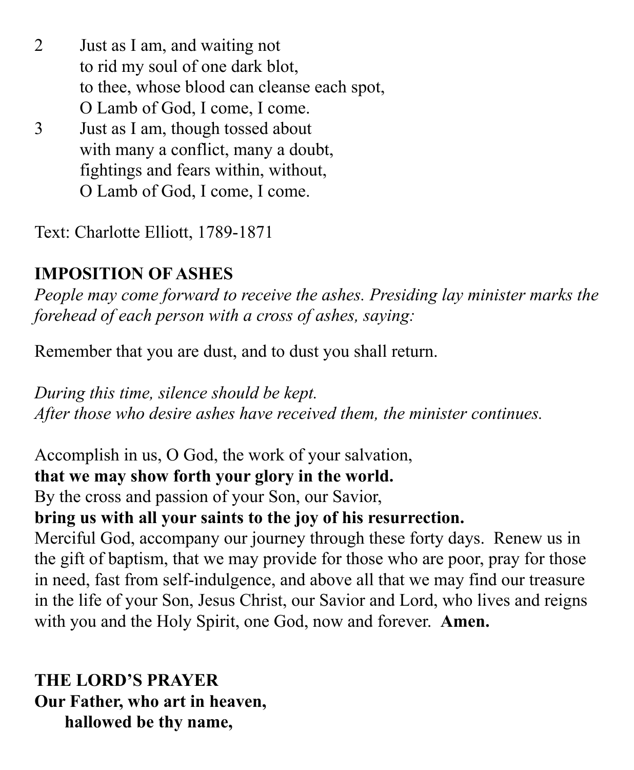2 Just as I am, and waiting not
to rid my soul of one dark blot,
to thee, whose blood can cleanse each spot,
O Lamb of God, I come, I come.

3 Just as I am, though tossed about
with many a conflict, many a doubt,
fightings and fears within, without,
O Lamb of God, I come, I come.

Text: Charlotte Elliott, 1789-1871

**IMPOSITION OF ASHES**

*People may come forward to receive the ashes. Presiding lay minister marks the forehead of each person with a cross of ashes, saying:*

Remember that you are dust, and to dust you shall return.

*During this time, silence should be kept.*
*After those who desire ashes have received them, the minister continues.*

Accomplish in us, O God, the work of your salvation,
**that we may show forth your glory in the world.**
By the cross and passion of your Son, our Savior,
**bring us with all your saints to the joy of his resurrection.**
Merciful God, accompany our journey through these forty days. Renew us in the gift of baptism, that we may provide for those who are poor, pray for those in need, fast from self-indulgence, and above all that we may find our treasure in the life of your Son, Jesus Christ, our Savior and Lord, who lives and reigns with you and the Holy Spirit, one God, now and forever. **Amen.**

**THE LORD'S PRAYER**

**Our Father, who art in heaven,**
**hallowed be thy name,**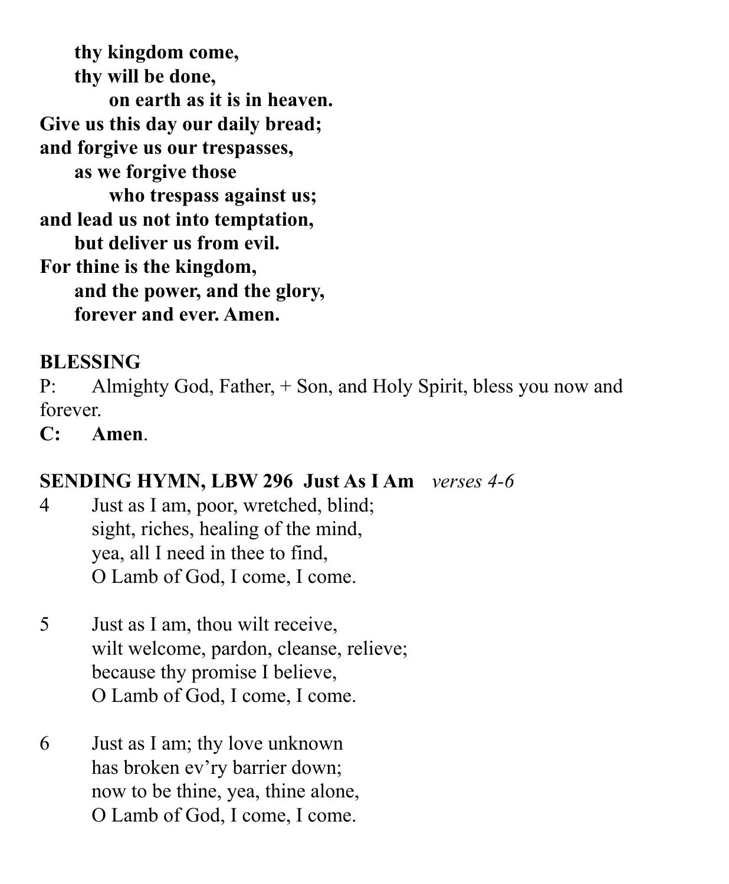**thy kingdom come,**
**thy will be done,**
**on earth as it is in heaven.**
**Give us this day our daily bread;**
**and forgive us our trespasses,**
**as we forgive those**
**who trespass against us;**
**and lead us not into temptation,**
**but deliver us from evil.**
**For thine is the kingdom,**
**and the power, and the glory,**
**forever and ever. Amen.**

**BLESSING**

P: Almighty God, Father, + Son, and Holy Spirit, bless you now and forever.

**C: Amen**.

**SENDING HYMN, LBW 296 Just As I Am** *verses 4-6*

4 Just as I am, poor, wretched, blind;
sight, riches, healing of the mind,
yea, all I need in thee to find,
O Lamb of God, I come, I come.

5 Just as I am, thou wilt receive,
wilt welcome, pardon, cleanse, relieve;
because thy promise I believe,
O Lamb of God, I come, I come.

6 Just as I am; thy love unknown
has broken ev'ry barrier down;
now to be thine, yea, thine alone,
O Lamb of God, I come, I come.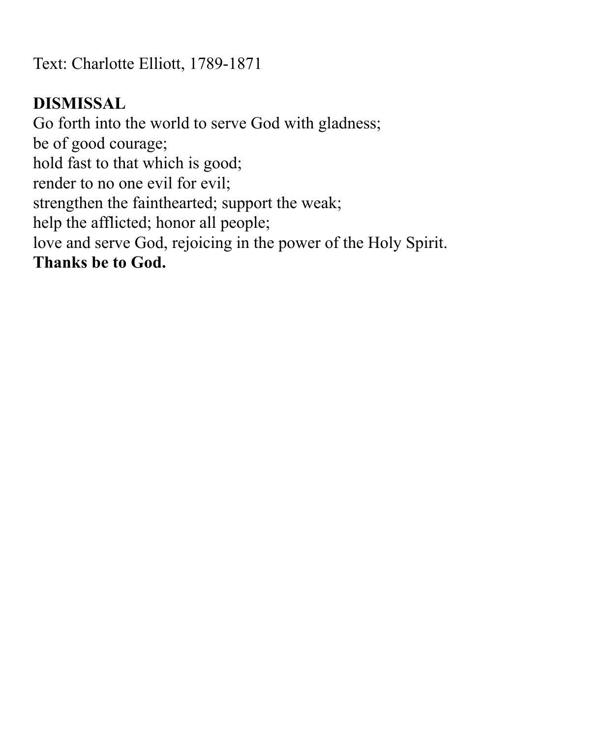Text: Charlotte Elliott, 1789-1871

**DISMISSAL**

Go forth into the world to serve God with gladness;
be of good courage;
hold fast to that which is good;
render to no one evil for evil;
strengthen the fainthearted; support the weak;
help the afflicted; honor all people;
love and serve God, rejoicing in the power of the Holy Spirit.
**Thanks be to God.**